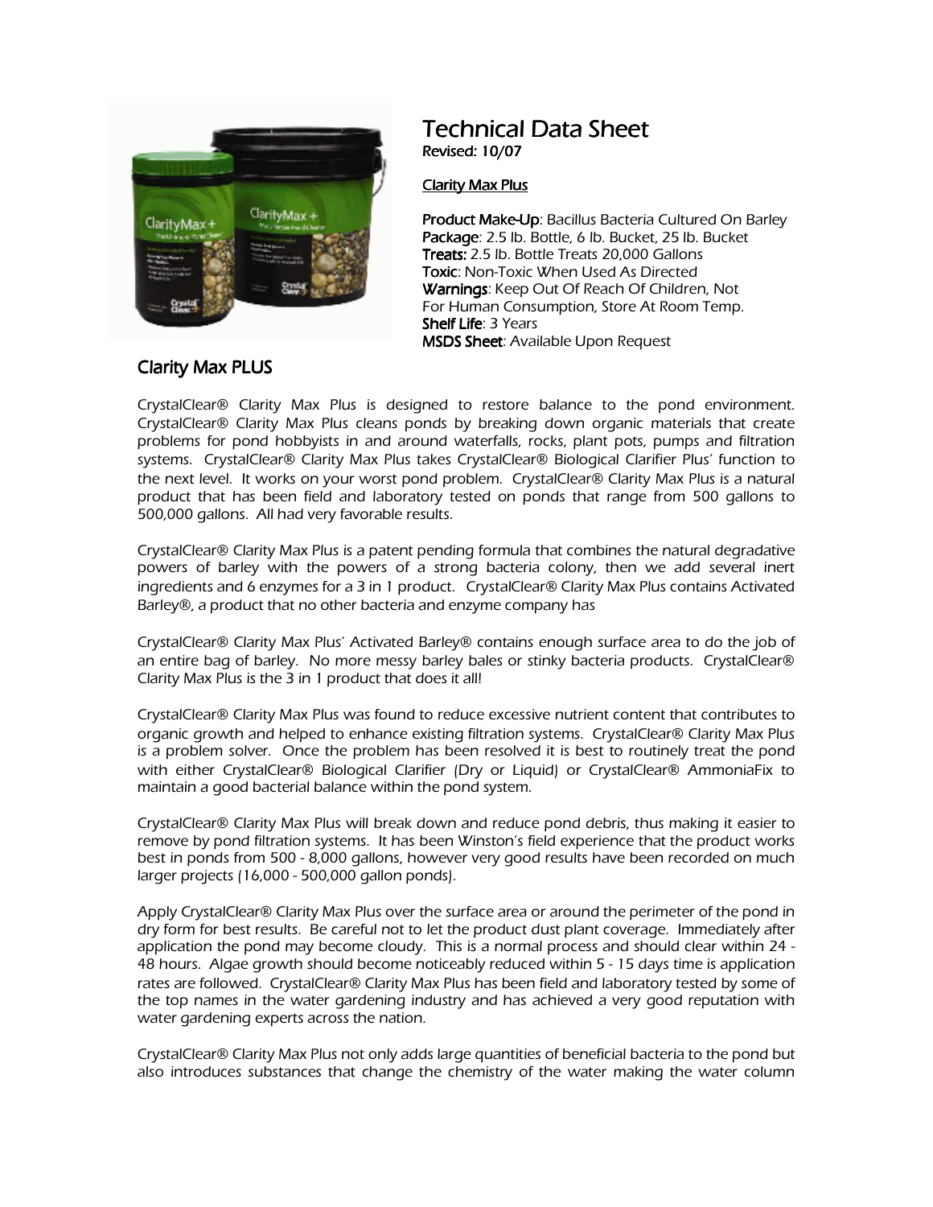# Technical Data Sheet

Revised: 10/07

Clarity Max Plus

**Product Make-Up**: Bacillus Bacteria Cultured On Barley
**Package**: 2.5 lb. Bottle, 6 lb. Bucket, 25 lb. Bucket
**Treats:** 2.5 lb. Bottle Treats 20,000 Gallons
**Toxic**: Non-Toxic When Used As Directed
**Warnings**: Keep Out Of Reach Of Children, Not For Human Consumption, Store At Room Temp.
**Shelf Life**: 3 Years
**MSDS Sheet**: Available Upon Request

## Clarity Max PLUS

CrystalClear® Clarity Max Plus is designed to restore balance to the pond environment. CrystalClear® Clarity Max Plus cleans ponds by breaking down organic materials that create problems for pond hobbyists in and around waterfalls, rocks, plant pots, pumps and filtration systems. CrystalClear® Clarity Max Plus takes CrystalClear® Biological Clarifier Plus' function to the next level. It works on your worst pond problem. CrystalClear® Clarity Max Plus is a natural product that has been field and laboratory tested on ponds that range from 500 gallons to 500,000 gallons. All had very favorable results.

CrystalClear® Clarity Max Plus is a patent pending formula that combines the natural degradative powers of barley with the powers of a strong bacteria colony, then we add several inert ingredients and 6 enzymes for a 3 in 1 product. CrystalClear® Clarity Max Plus contains Activated Barley®, a product that no other bacteria and enzyme company has

CrystalClear® Clarity Max Plus' Activated Barley® contains enough surface area to do the job of an entire bag of barley. No more messy barley bales or stinky bacteria products. CrystalClear® Clarity Max Plus is the 3 in 1 product that does it all!

CrystalClear® Clarity Max Plus was found to reduce excessive nutrient content that contributes to organic growth and helped to enhance existing filtration systems. CrystalClear® Clarity Max Plus is a problem solver. Once the problem has been resolved it is best to routinely treat the pond with either CrystalClear® Biological Clarifier (Dry or Liquid) or CrystalClear® AmmoniaFix to maintain a good bacterial balance within the pond system.

CrystalClear® Clarity Max Plus will break down and reduce pond debris, thus making it easier to remove by pond filtration systems. It has been Winston's field experience that the product works best in ponds from 500 - 8,000 gallons, however very good results have been recorded on much larger projects (16,000 - 500,000 gallon ponds).

Apply CrystalClear® Clarity Max Plus over the surface area or around the perimeter of the pond in dry form for best results. Be careful not to let the product dust plant coverage. Immediately after application the pond may become cloudy. This is a normal process and should clear within 24 - 48 hours. Algae growth should become noticeably reduced within 5 - 15 days time is application rates are followed. CrystalClear® Clarity Max Plus has been field and laboratory tested by some of the top names in the water gardening industry and has achieved a very good reputation with water gardening experts across the nation.

CrystalClear® Clarity Max Plus not only adds large quantities of beneficial bacteria to the pond but also introduces substances that change the chemistry of the water making the water column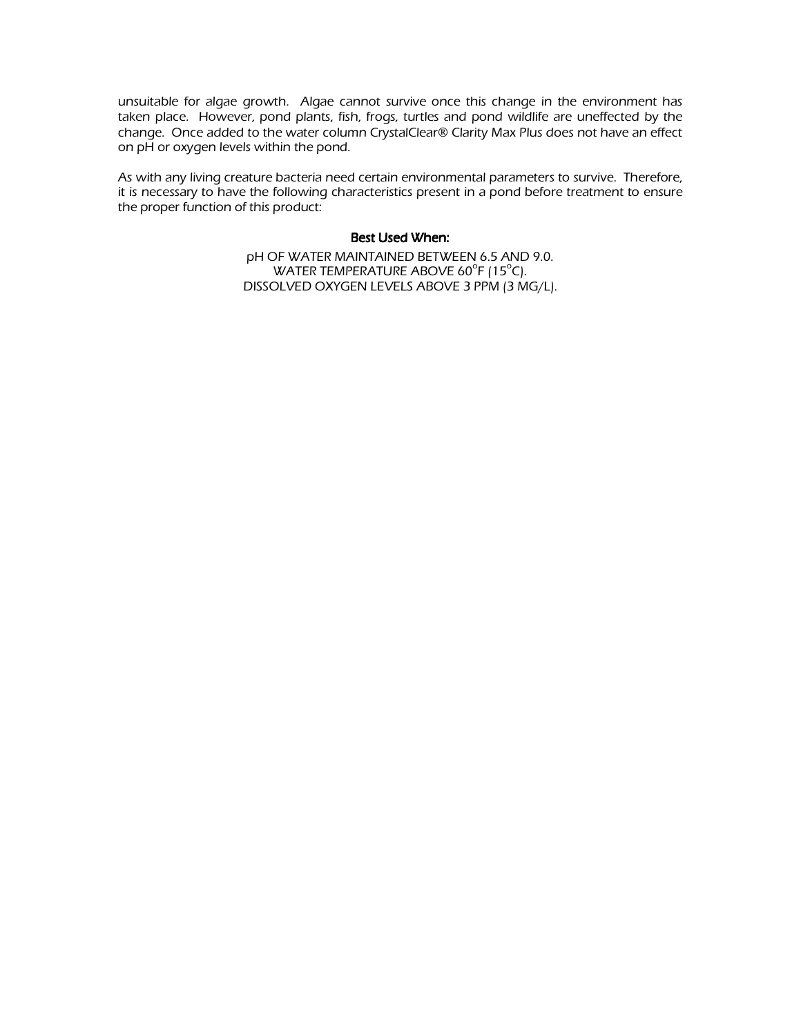unsuitable for algae growth. Algae cannot survive once this change in the environment has taken place. However, pond plants, fish, frogs, turtles and pond wildlife are uneffected by the change. Once added to the water column CrystalClear® Clarity Max Plus does not have an effect on pH or oxygen levels within the pond.

As with any living creature bacteria need certain environmental parameters to survive. Therefore, it is necessary to have the following characteristics present in a pond before treatment to ensure the proper function of this product:

**Best Used When:**

pH OF WATER MAINTAINED BETWEEN 6.5 AND 9.0.
WATER TEMPERATURE ABOVE 60°F (15°C).
DISSOLVED OXYGEN LEVELS ABOVE 3 PPM (3 MG/L).